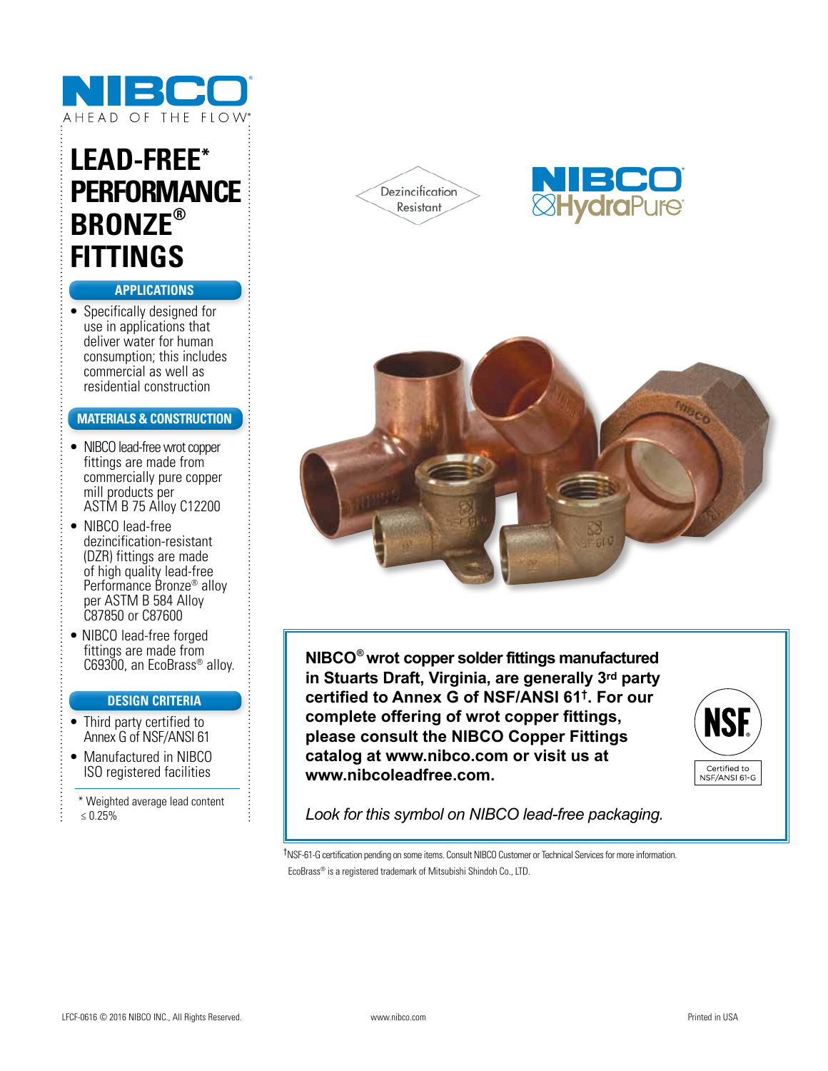NIBCO

AHEAD OF THE FLOW®

# LEAD-FREE* PERFORMANCE BRONZE® FITTINGS

Dezincification Resistant

NIBCO HydraPure®

## APPLICATIONS

- Specifically designed for use in applications that deliver water for human consumption; this includes commercial as well as residential construction

## MATERIALS & CONSTRUCTION

- NIBCO lead-free wrot copper fittings are made from commercially pure copper mill products per ASTM B 75 Alloy C12200
- NIBCO lead-free dezincification-resistant (DZR) fittings are made of high quality lead-free Performance Bronze® alloy per ASTM B 584 Alloy C87850 or C87600
- NIBCO lead-free forged fittings are made from C69300, an EcoBrass® alloy.

## DESIGN CRITERIA

- Third party certified to Annex G of NSF/ANSI 61
- Manufactured in NIBCO ISO registered facilities

\* Weighted average lead content ≤ 0.25%

**NIBCO® wrot copper solder fittings manufactured in Stuarts Draft, Virginia, are generally 3rd party certified to Annex G of NSF/ANSI 61†. For our complete offering of wrot copper fittings, please consult the NIBCO Copper Fittings catalog at www.nibco.com or visit us at www.nibcoleadfree.com.**

NSF® Certified to NSF/ANSI 61-G

*Look for this symbol on NIBCO lead-free packaging.*

†NSF-61-G certification pending on some items. Consult NIBCO Customer or Technical Services for more information.

EcoBrass® is a registered trademark of Mitsubishi Shindoh Co., LTD.

LFCF-0616 © 2016 NIBCO INC., All Rights Reserved. www.nibco.com Printed in USA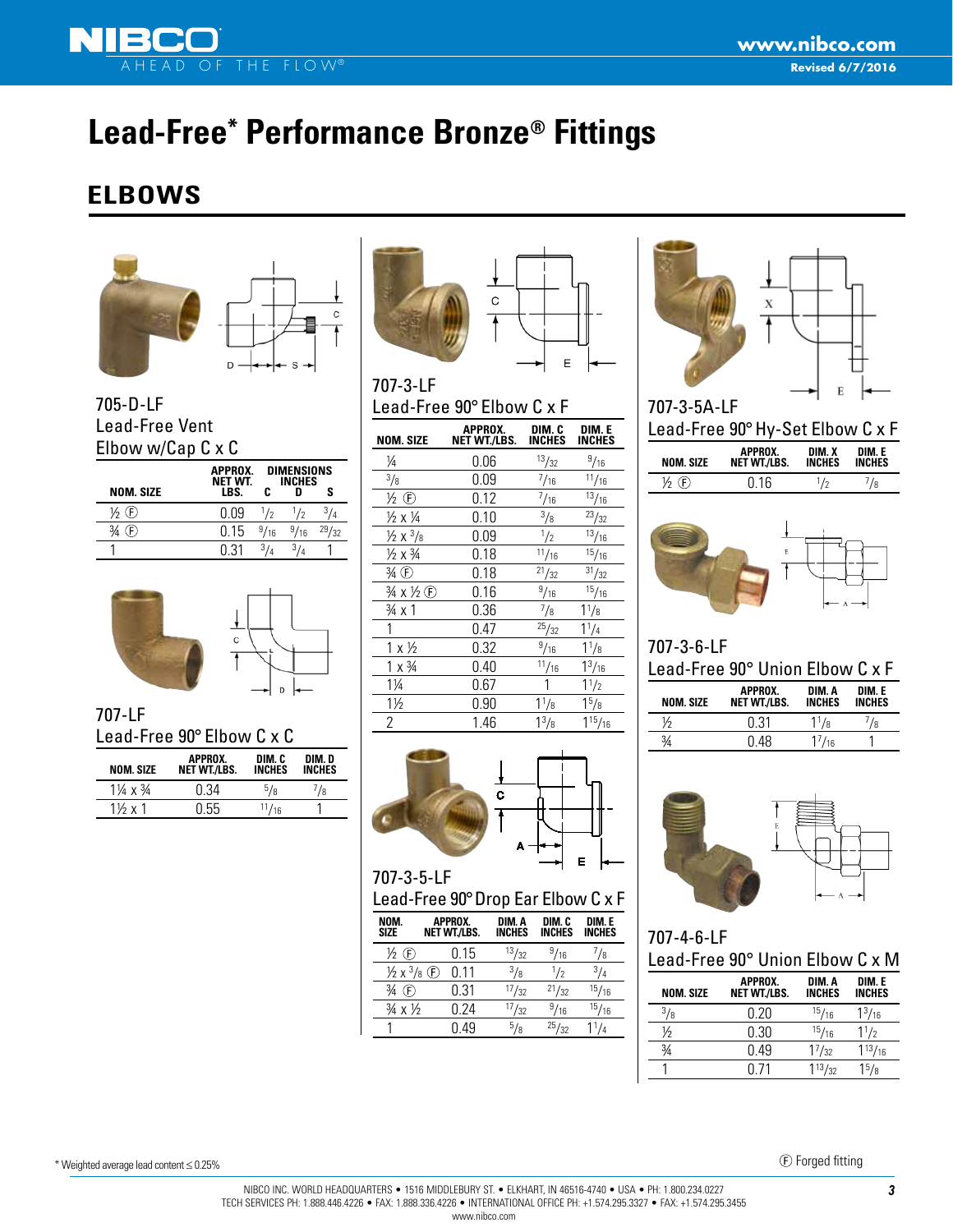# Lead-Free* Performance Bronze® Fittings

## ELBOWS

### 705-D-LF
Lead-Free Vent Elbow w/Cap C x C

| NOM. SIZE | APPROX. NET WT. LBS. | DIMENSIONS INCHES C | D | S |
|---|---|---|---|---|
| ½ Ⓕ | 0.09 | 1/2 | 1/2 | 3/4 |
| ¾ Ⓕ | 0.15 | 9/16 | 9/16 | 29/32 |
| 1 | 0.31 | 3/4 | 3/4 | 1 |

### 707-LF
Lead-Free 90° Elbow C x C

| NOM. SIZE | APPROX. NET WT./LBS. | DIM. C INCHES | DIM. D INCHES |
|---|---|---|---|
| 1¼ x ¾ | 0.34 | 5/8 | 7/8 |
| 1½ x 1 | 0.55 | 11/16 | 1 |

### 707-3-LF
Lead-Free 90° Elbow C x F

| NOM. SIZE | APPROX. NET WT./LBS. | DIM. C INCHES | DIM. E INCHES |
|---|---|---|---|
| ¼ | 0.06 | 13/32 | 9/16 |
| 3/8 | 0.09 | 7/16 | 11/16 |
| ½ Ⓕ | 0.12 | 7/16 | 13/16 |
| ½ x ¼ | 0.10 | 3/8 | 23/32 |
| ½ x 3/8 | 0.09 | 1/2 | 13/16 |
| ½ x ¾ | 0.18 | 11/16 | 15/16 |
| ¾ Ⓕ | 0.18 | 21/32 | 31/32 |
| ¾ x ½ Ⓕ | 0.16 | 9/16 | 15/16 |
| ¾ x 1 | 0.36 | 7/8 | 1 1/8 |
| 1 | 0.47 | 25/32 | 1 1/4 |
| 1 x ½ | 0.32 | 9/16 | 1 1/8 |
| 1 x ¾ | 0.40 | 11/16 | 1 3/16 |
| 1¼ | 0.67 | 1 | 1 1/2 |
| 1½ | 0.90 | 1 1/8 | 1 5/8 |
| 2 | 1.46 | 1 3/8 | 1 15/16 |

### 707-3-5-LF
Lead-Free 90° Drop Ear Elbow C x F

| NOM. SIZE | APPROX. NET WT./LBS. | DIM. A INCHES | DIM. C INCHES | DIM. E INCHES |
|---|---|---|---|---|
| ½ Ⓕ | 0.15 | 13/32 | 9/16 | 7/8 |
| ½ x 3/8 Ⓕ | 0.11 | 3/8 | 1/2 | 3/4 |
| ¾ Ⓕ | 0.31 | 17/32 | 21/32 | 15/16 |
| ¾ x ½ | 0.24 | 17/32 | 9/16 | 15/16 |
| 1 | 0.49 | 5/8 | 25/32 | 1 1/4 |

### 707-3-5A-LF
Lead-Free 90° Hy-Set Elbow C x F

| NOM. SIZE | APPROX. NET WT./LBS. | DIM. X INCHES | DIM. E INCHES |
|---|---|---|---|
| ½ Ⓕ | 0.16 | 1/2 | 7/8 |

### 707-3-6-LF
Lead-Free 90° Union Elbow C x F

| NOM. SIZE | APPROX. NET WT./LBS. | DIM. A INCHES | DIM. E INCHES |
|---|---|---|---|
| ½ | 0.31 | 1 1/8 | 7/8 |
| ¾ | 0.48 | 1 7/16 | 1 |

### 707-4-6-LF
Lead-Free 90° Union Elbow C x M

| NOM. SIZE | APPROX. NET WT./LBS. | DIM. A INCHES | DIM. E INCHES |
|---|---|---|---|
| 3/8 | 0.20 | 15/16 | 1 3/16 |
| ½ | 0.30 | 15/16 | 1 1/2 |
| ¾ | 0.49 | 1 7/32 | 1 13/16 |
| 1 | 0.71 | 1 13/32 | 1 5/8 |

\* Weighted average lead content ≤ 0.25%

Ⓕ Forged fitting